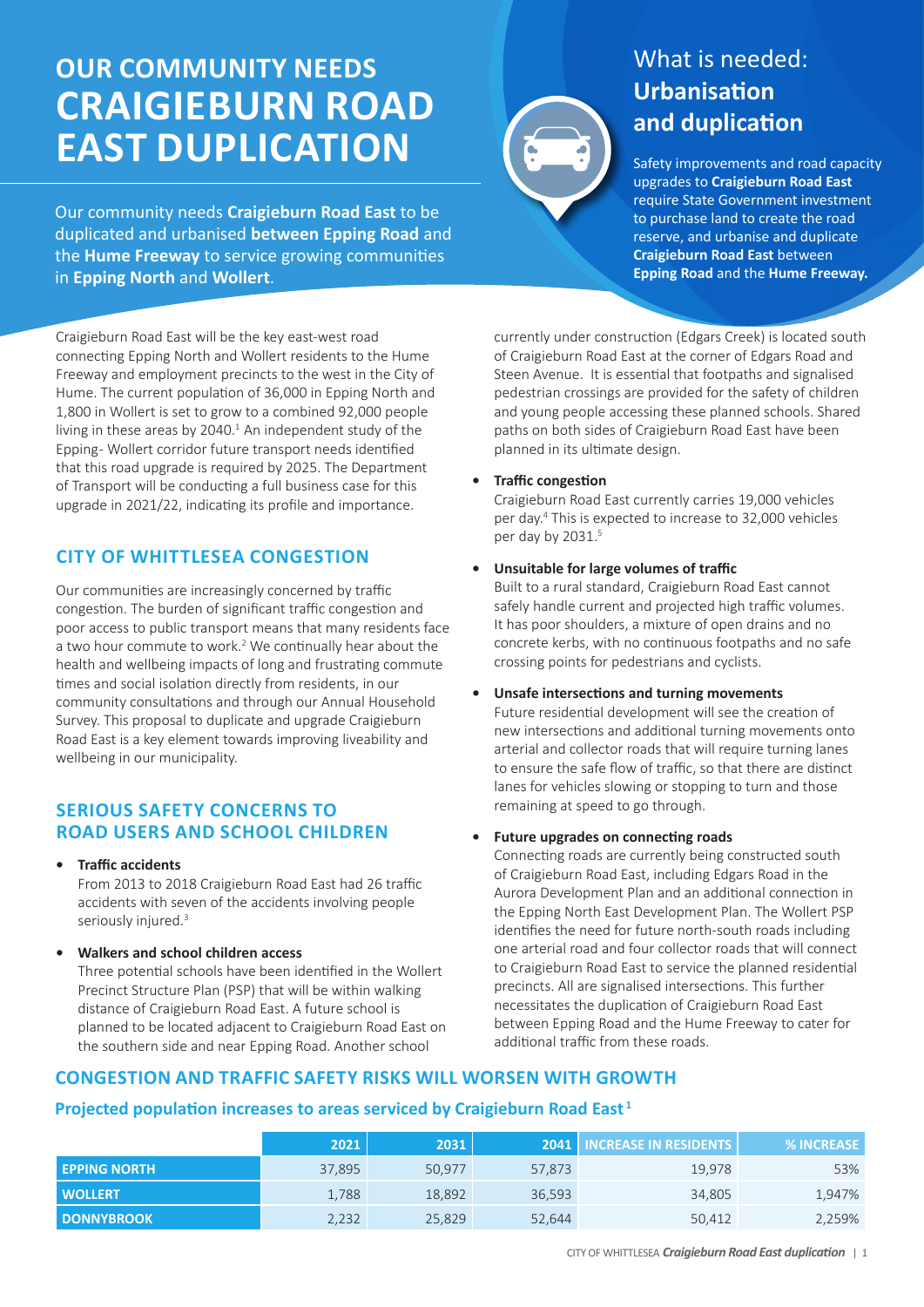# OUR COMMUNITY NEEDS CRAIGIEBURN ROAD EAST DUPLICATION

Our community needs **Craigieburn Road East** to be duplicated and urbanised **between Epping Road** and the **Hume Freeway** to service growing communities in **Epping North** and **Wollert**.

## What is needed: **Urbanisation and duplication**

Safety improvements and road capacity upgrades to **Craigieburn Road East** require State Government investment to purchase land to create the road reserve, and urbanise and duplicate **Craigieburn Road East** between **Epping Road** and the **Hume Freeway.**

Craigieburn Road East will be the key east-west road connecting Epping North and Wollert residents to the Hume Freeway and employment precincts to the west in the City of Hume. The current population of 36,000 in Epping North and 1,800 in Wollert is set to grow to a combined 92,000 people living in these areas by 2040.[1] An independent study of the Epping- Wollert corridor future transport needs identified that this road upgrade is required by 2025. The Department of Transport will be conducting a full business case for this upgrade in 2021/22, indicating its profile and importance.

## CITY OF WHITTLESEA CONGESTION

Our communities are increasingly concerned by traffic congestion. The burden of significant traffic congestion and poor access to public transport means that many residents face a two hour commute to work.[2] We continually hear about the health and wellbeing impacts of long and frustrating commute times and social isolation directly from residents, in our community consultations and through our Annual Household Survey. This proposal to duplicate and upgrade Craigieburn Road East is a key element towards improving liveability and wellbeing in our municipality.

## SERIOUS SAFETY CONCERNS TO ROAD USERS AND SCHOOL CHILDREN

- **Traffic accidents**
  From 2013 to 2018 Craigieburn Road East had 26 traffic accidents with seven of the accidents involving people seriously injured.[3]

- **Walkers and school children access**
  Three potential schools have been identified in the Wollert Precinct Structure Plan (PSP) that will be within walking distance of Craigieburn Road East. A future school is planned to be located adjacent to Craigieburn Road East on the southern side and near Epping Road. Another school currently under construction (Edgars Creek) is located south of Craigieburn Road East at the corner of Edgars Road and Steen Avenue. It is essential that footpaths and signalised pedestrian crossings are provided for the safety of children and young people accessing these planned schools. Shared paths on both sides of Craigieburn Road East have been planned in its ultimate design.

- **Traffic congestion**
  Craigieburn Road East currently carries 19,000 vehicles per day.[4] This is expected to increase to 32,000 vehicles per day by 2031.[5]

- **Unsuitable for large volumes of traffic**
  Built to a rural standard, Craigieburn Road East cannot safely handle current and projected high traffic volumes. It has poor shoulders, a mixture of open drains and no concrete kerbs, with no continuous footpaths and no safe crossing points for pedestrians and cyclists.

- **Unsafe intersections and turning movements**
  Future residential development will see the creation of new intersections and additional turning movements onto arterial and collector roads that will require turning lanes to ensure the safe flow of traffic, so that there are distinct lanes for vehicles slowing or stopping to turn and those remaining at speed to go through.

- **Future upgrades on connecting roads**
  Connecting roads are currently being constructed south of Craigieburn Road East, including Edgars Road in the Aurora Development Plan and an additional connection in the Epping North East Development Plan. The Wollert PSP identifies the need for future north-south roads including one arterial road and four collector roads that will connect to Craigieburn Road East to service the planned residential precincts. All are signalised intersections. This further necessitates the duplication of Craigieburn Road East between Epping Road and the Hume Freeway to cater for additional traffic from these roads.

## CONGESTION AND TRAFFIC SAFETY RISKS WILL WORSEN WITH GROWTH

### Projected population increases to areas serviced by Craigieburn Road East[1]

| | 2021 | 2031 | 2041 | INCREASE IN RESIDENTS | % INCREASE |
|---|---|---|---|---|---|
| EPPING NORTH | 37,895 | 50,977 | 57,873 | 19,978 | 53% |
| WOLLERT | 1,788 | 18,892 | 36,593 | 34,805 | 1,947% |
| DONNYBROOK | 2,232 | 25,829 | 52,644 | 50,412 | 2,259% |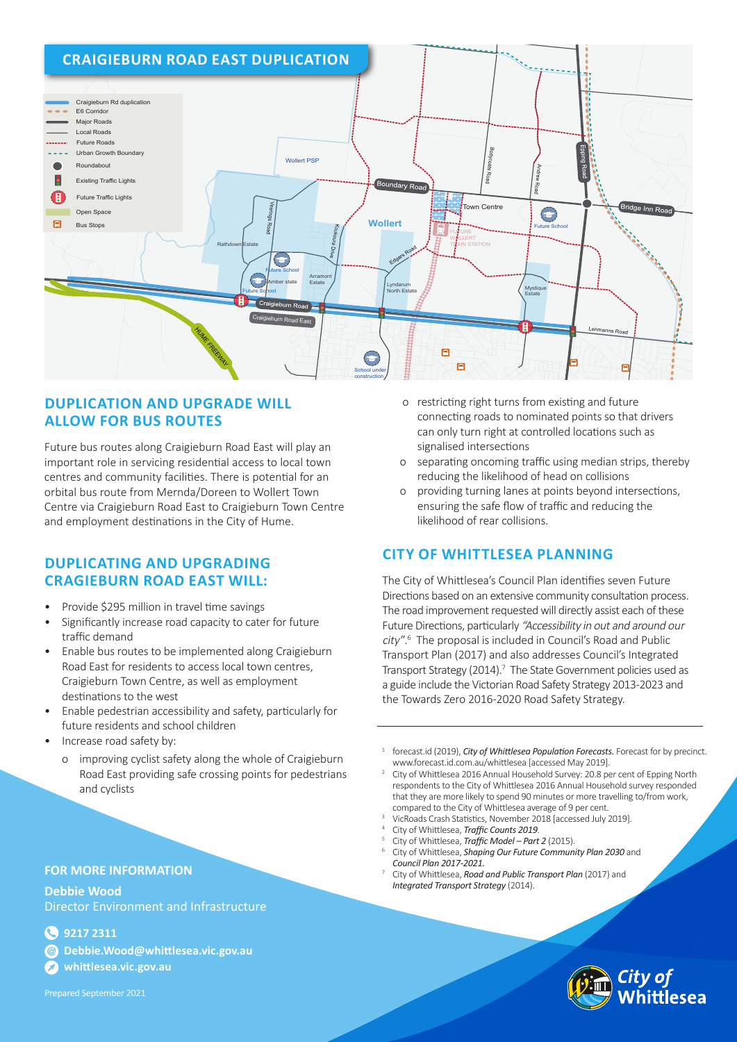# CRAIGIEBURN ROAD EAST DUPLICATION

Craigieburn Rd duplication
E6 Corridor
Major Roads
Local Roads
Future Roads
Urban Growth Boundary
Roundabout
Existing Traffic Lights
Future Traffic Lights
Open Space
Bus Stops

Wollert PSP
Boundary Road
Town Centre
Bridge Inn Road
Epping Road
Bodycoats Road
Andrew Road
Wollert
Future School
FUTURE WOLLERT TRAIN STATION
Vearings Road
Koukoura Drive
Rathdown Estate
Edgars Road
Future School
Amber state
Arramont Estate
Future School
Lyndarum North Estate
Mystique Estate
Craigieburn Road
Craigieburn Road East
Lehmanns Road
HUME FREEWAY
School under construction

## DUPLICATION AND UPGRADE WILL ALLOW FOR BUS ROUTES

Future bus routes along Craigieburn Road East will play an important role in servicing residential access to local town centres and community facilities. There is potential for an orbital bus route from Mernda/Doreen to Wollert Town Centre via Craigieburn Road East to Craigieburn Town Centre and employment destinations in the City of Hume.

## DUPLICATING AND UPGRADING CRAGIEBURN ROAD EAST WILL:

- Provide $295 million in travel time savings
- Significantly increase road capacity to cater for future traffic demand
- Enable bus routes to be implemented along Craigieburn Road East for residents to access local town centres, Craigieburn Town Centre, as well as employment destinations to the west
- Enable pedestrian accessibility and safety, particularly for future residents and school children
- Increase road safety by:
  - improving cyclist safety along the whole of Craigieburn Road East providing safe crossing points for pedestrians and cyclists
  - restricting right turns from existing and future connecting roads to nominated points so that drivers can only turn right at controlled locations such as signalised intersections
  - separating oncoming traffic using median strips, thereby reducing the likelihood of head on collisions
  - providing turning lanes at points beyond intersections, ensuring the safe flow of traffic and reducing the likelihood of rear collisions.

## CITY OF WHITTLESEA PLANNING

The City of Whittlesea's Council Plan identifies seven Future Directions based on an extensive community consultation process. The road improvement requested will directly assist each of these Future Directions, particularly *"Accessibility in out and around our city"*.[6] The proposal is included in Council's Road and Public Transport Plan (2017) and also addresses Council's Integrated Transport Strategy (2014).[7] The State Government policies used as a guide include the Victorian Road Safety Strategy 2013-2023 and the Towards Zero 2016-2020 Road Safety Strategy.

---

[1] forecast.id (2019), ***City of Whittlesea Population Forecasts.*** Forecast for by precinct. www.forecast.id.com.au/whittlesea [accessed May 2019].

[2] City of Whittlesea 2016 Annual Household Survey: 20.8 per cent of Epping North respondents to the City of Whittlesea 2016 Annual Household survey responded that they are more likely to spend 90 minutes or more travelling to/from work, compared to the City of Whittlesea average of 9 per cent.

[3] VicRoads Crash Statistics, November 2018 [accessed July 2019].

[4] City of Whittlesea, ***Traffic Counts 2019***.

[5] City of Whittlesea, ***Traffic Model – Part 2*** (2015).

[6] City of Whittlesea, ***Shaping Our Future Community Plan 2030*** and ***Council Plan 2017-2021.***

[7] City of Whittlesea, ***Road and Public Transport Plan*** (2017) and ***Integrated Transport Strategy*** (2014).

**FOR MORE INFORMATION**

**Debbie Wood**
Director Environment and Infrastructure

**9217 2311**
**Debbie.Wood@whittlesea.vic.gov.au**
**whittlesea.vic.gov.au**

Prepared September 2021

City of Whittlesea